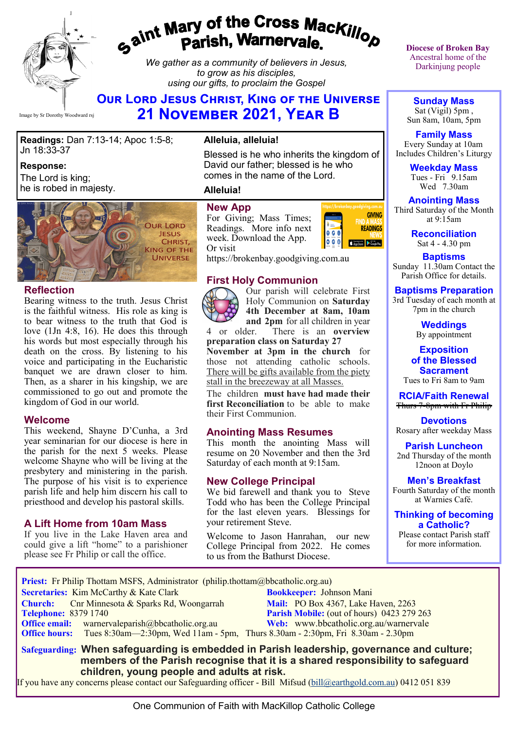# Saint Mary of the Cross MacKillop Parish, Warnervale.

*We gather as a community of believers in Jesus, to grow as his disciples, using our gifts, to proclaim the Gospel*

Image by Sr Dorothy Woodward rsj

Diocese of Broken Bay
Ancestral home of the Darkinjung people

## Our Lord Jesus Christ, King of the Universe
## 21 November 2021, Year B

**Readings:** Dan 7:13-14; Apoc 1:5-8; Jn 18:33-37

**Response:**
The Lord is king;
he is robed in majesty.

**Alleluia, alleluia!**

Blessed is he who inherits the kingdom of David our father; blessed is he who comes in the name of the Lord.

**Alleluia!**

Our Lord Jesus Christ, King of the Universe

### Reflection

Bearing witness to the truth. Jesus Christ is the faithful witness. His role as king is to bear witness to the truth that God is love (1Jn 4:8, 16). He does this through his words but most especially through his death on the cross. By listening to his voice and participating in the Eucharistic banquet we are drawn closer to him. Then, as a sharer in his kingship, we are commissioned to go out and promote the kingdom of God in our world.

### Welcome

This weekend, Shayne D'Cunha, a 3rd year seminarian for our diocese is here in the parish for the next 5 weeks. Please welcome Shayne who will be living at the presbytery and ministering in the parish. The purpose of his visit is to experience parish life and help him discern his call to priesthood and develop his pastoral skills.

### A Lift Home from 10am Mass

If you live in the Lake Haven area and could give a lift "home" to a parishioner please see Fr Philip or call the office.

### New App

For Giving; Mass Times; Readings. More info next week. Download the App. Or visit https://brokenbay.goodgiving.com.au

### First Holy Communion

Our parish will celebrate First Holy Communion on **Saturday 4th December at 8am, 10am and 2pm** for all children in year 4 or older. There is an **overview preparation class on Saturday 27 November at 3pm in the church** for those not attending catholic schools. There will be gifts available from the piety stall in the breezeway at all Masses.

The children **must have had made their first Reconciliation** to be able to make their First Communion.

### Anointing Mass Resumes

This month the anointing Mass will resume on 20 November and then the 3rd Saturday of each month at 9:15am.

### New College Principal

We bid farewell and thank you to Steve Todd who has been the College Principal for the last eleven years. Blessings for your retirement Steve.

Welcome to Jason Hanrahan, our new College Principal from 2022. He comes to us from the Bathurst Diocese.

---

**Sunday Mass**
Sat (Vigil) 5pm ,
Sun 8am, 10am, 5pm

**Family Mass**
Every Sunday at 10am
Includes Children's Liturgy

**Weekday Mass**
Tues - Fri 9.15am
Wed 7.30am

**Anointing Mass**
Third Saturday of the Month at 9:15am

**Reconciliation**
Sat 4 - 4.30 pm

**Baptisms**
Sunday 11.30am Contact the Parish Office for details.

**Baptisms Preparation**
3rd Tuesday of each month at 7pm in the church

**Weddings**
By appointment

**Exposition of the Blessed Sacrament**
Tues to Fri 8am to 9am

**RCIA/Faith Renewal**
~~Thurs 7-8pm with Fr Philip~~

**Devotions**
Rosary after weekday Mass

**Parish Luncheon**
2nd Thursday of the month 12noon at Doylo

**Men's Breakfast**
Fourth Saturday of the month at Warnies Café.

**Thinking of becoming a Catholic?**
Please contact Parish staff for more information.

---

**Priest:** Fr Philip Thottam MSFS, Administrator (philip.thottam@bbcatholic.org.au)
**Secretaries:** Kim McCarthy & Kate Clark
**Bookkeeper:** Johnson Mani
**Church:** Cnr Minnesota & Sparks Rd, Woongarrah
**Mail:** PO Box 4367, Lake Haven, 2263
**Telephone:** 8379 1740
**Parish Mobile:** (out of hours) 0423 279 263
**Office email:** warnervaleparish@bbcatholic.org.au
**Web:** www.bbcatholic.org.au/warnervale
**Office hours:** Tues 8:30am—2:30pm, Wed 11am - 5pm, Thurs 8.30am - 2:30pm, Fri 8.30am - 2.30pm

**Safeguarding: When safeguarding is embedded in Parish leadership, governance and culture; members of the Parish recognise that it is a shared responsibility to safeguard children, young people and adults at risk.**

If you have any concerns please contact our Safeguarding officer - Bill Mifsud (bill@earthgold.com.au) 0412 051 839

One Communion of Faith with MacKillop Catholic College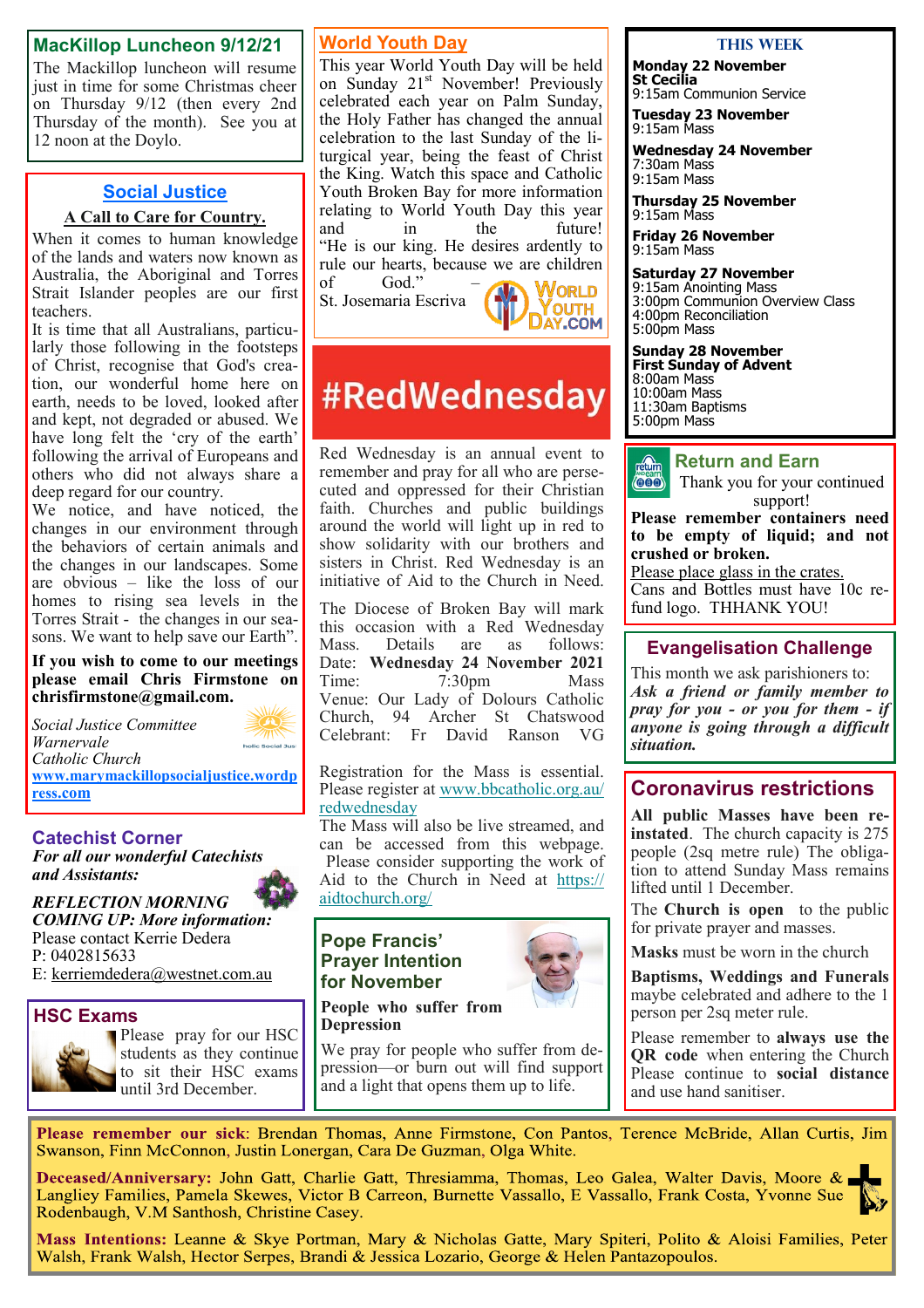## MacKillop Luncheon 9/12/21

The Mackillop luncheon will resume just in time for some Christmas cheer on Thursday 9/12 (then every 2nd Thursday of the month). See you at 12 noon at the Doylo.

## Social Justice

**A Call to Care for Country.**

When it comes to human knowledge of the lands and waters now known as Australia, the Aboriginal and Torres Strait Islander peoples are our first teachers.

It is time that all Australians, particularly those following in the footsteps of Christ, recognise that God's creation, our wonderful home here on earth, needs to be loved, looked after and kept, not degraded or abused. We have long felt the 'cry of the earth' following the arrival of Europeans and others who did not always share a deep regard for our country.

We notice, and have noticed, the changes in our environment through the behaviors of certain animals and the changes in our landscapes. Some are obvious – like the loss of our homes to rising sea levels in the Torres Strait - the changes in our seasons. We want to help save our Earth".

**If you wish to come to our meetings please email Chris Firmstone on chrisfirmstone@gmail.com.**

*Social Justice Committee*
*Warnervale*
*Catholic Church*
www.marymackillopsocialjustice.wordpress.com

## Catechist Corner

***For all our wonderful Catechists and Assistants:***

***REFLECTION MORNING COMING UP: More information:***
Please contact Kerrie Dedera
P: 0402815633
E: kerriemdedera@westnet.com.au

## HSC Exams

Please pray for our HSC students as they continue to sit their HSC exams until 3rd December.

## World Youth Day

This year World Youth Day will be held on Sunday 21st November! Previously celebrated each year on Palm Sunday, the Holy Father has changed the annual celebration to the last Sunday of the liturgical year, being the feast of Christ the King. Watch this space and Catholic Youth Broken Bay for more information relating to World Youth Day this year and in the future! "He is our king. He desires ardently to rule our hearts, because we are children of God." – St. Josemaria Escriva

## #RedWednesday

Red Wednesday is an annual event to remember and pray for all who are persecuted and oppressed for their Christian faith. Churches and public buildings around the world will light up in red to show solidarity with our brothers and sisters in Christ. Red Wednesday is an initiative of Aid to the Church in Need.

The Diocese of Broken Bay will mark this occasion with a Red Wednesday Mass. Details are as follows:
Date: **Wednesday 24 November 2021**
Time: 7:30pm Mass
Venue: Our Lady of Dolours Catholic Church, 94 Archer St Chatswood
Celebrant: Fr David Ranson VG

Registration for the Mass is essential. Please register at www.bbcatholic.org.au/redwednesday
The Mass will also be live streamed, and can be accessed from this webpage. Please consider supporting the work of Aid to the Church in Need at https://aidtochurch.org/

## Pope Francis' Prayer Intention for November

**People who suffer from Depression**

We pray for people who suffer from depression—or burn out will find support and a light that opens them up to life.

## THIS WEEK

**Monday 22 November**
**St Cecilia**
9:15am Communion Service

**Tuesday 23 November**
9:15am Mass

**Wednesday 24 November**
7:30am Mass
9:15am Mass

**Thursday 25 November**
9:15am Mass

**Friday 26 November**
9:15am Mass

**Saturday 27 November**
9:15am Anointing Mass
3:00pm Communion Overview Class
4:00pm Reconciliation
5:00pm Mass

**Sunday 28 November**
**First Sunday of Advent**
8:00am Mass
10:00am Mass
11:30am Baptisms
5:00pm Mass

## Return and Earn

Thank you for your continued support!

**Please remember containers need to be empty of liquid; and not crushed or broken.**

Please place glass in the crates.

Cans and Bottles must have 10c refund logo. THHANK YOU!

## Evangelisation Challenge

This month we ask parishioners to: ***Ask a friend or family member to pray for you - or you for them - if anyone is going through a difficult situation.***

## Coronavirus restrictions

**All public Masses have been reinstated**. The church capacity is 275 people (2sq metre rule) The obligation to attend Sunday Mass remains lifted until 1 December.

The **Church is open** to the public for private prayer and masses.

**Masks** must be worn in the church

**Baptisms, Weddings and Funerals** maybe celebrated and adhere to the 1 person per 2sq meter rule.

Please remember to **always use the QR code** when entering the Church Please continue to **social distance** and use hand sanitiser.

**Please remember our sick**: Brendan Thomas, Anne Firmstone, Con Pantos, Terence McBride, Allan Curtis, Jim Swanson, Finn McConnon, Justin Lonergan, Cara De Guzman, Olga White.

**Deceased/Anniversary:** John Gatt, Charlie Gatt, Thresiamma, Thomas, Leo Galea, Walter Davis, Moore & Langliey Families, Pamela Skewes, Victor B Carreon, Burnette Vassallo, E Vassallo, Frank Costa, Yvonne Sue Rodenbaugh, V.M Santhosh, Christine Casey.

**Mass Intentions:** Leanne & Skye Portman, Mary & Nicholas Gatte, Mary Spiteri, Polito & Aloisi Families, Peter Walsh, Frank Walsh, Hector Serpes, Brandi & Jessica Lozario, George & Helen Pantazopoulos.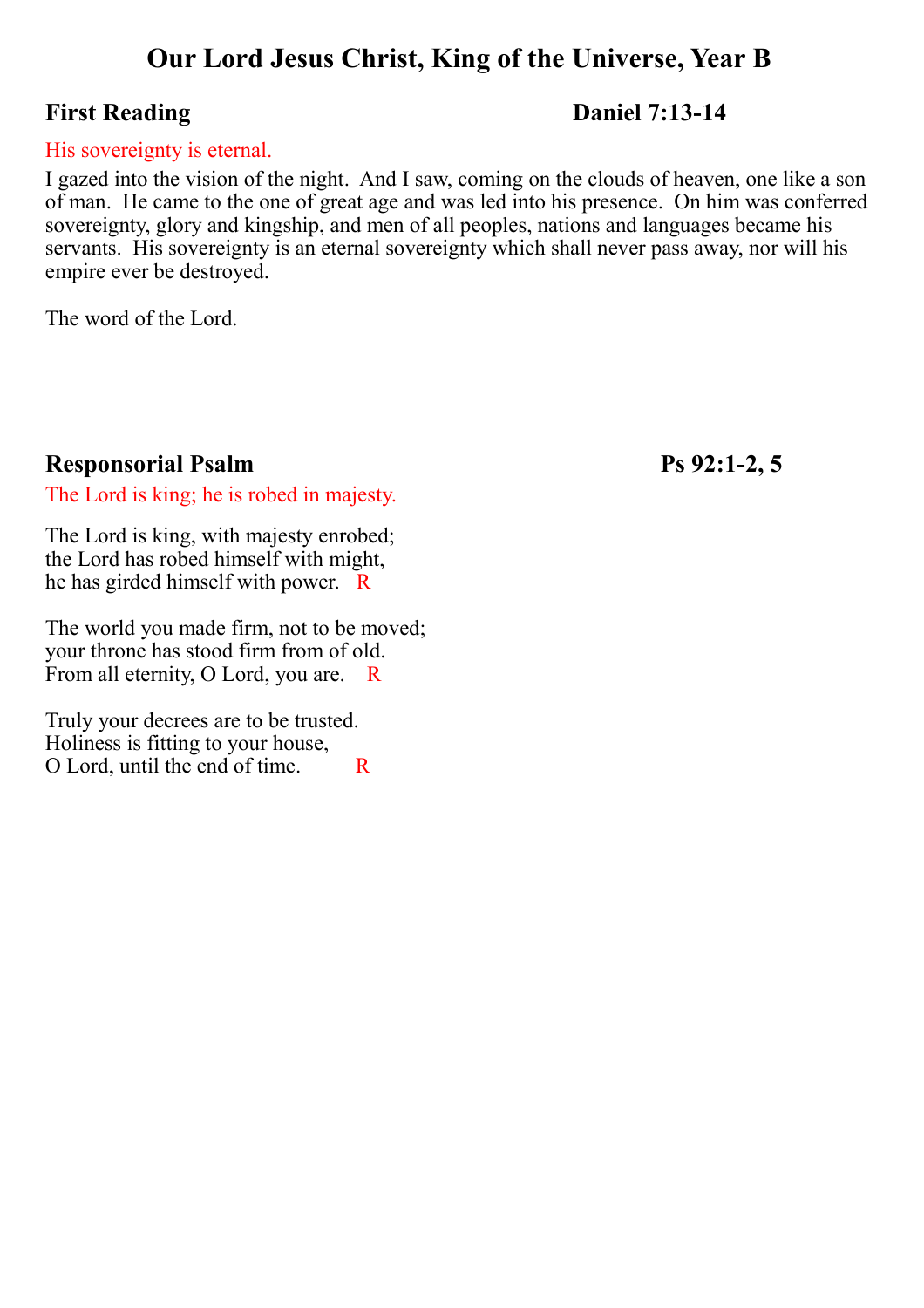# Our Lord Jesus Christ, King of the Universe, Year B

## First Reading — Daniel 7:13-14

His sovereignty is eternal.

I gazed into the vision of the night. And I saw, coming on the clouds of heaven, one like a son of man. He came to the one of great age and was led into his presence. On him was conferred sovereignty, glory and kingship, and men of all peoples, nations and languages became his servants. His sovereignty is an eternal sovereignty which shall never pass away, nor will his empire ever be destroyed.

The word of the Lord.

## Responsorial Psalm — Ps 92:1-2, 5

The Lord is king; he is robed in majesty.

The Lord is king, with majesty enrobed;  
the Lord has robed himself with might,  
he has girded himself with power. R

The world you made firm, not to be moved;  
your throne has stood firm from of old.  
From all eternity, O Lord, you are. R

Truly your decrees are to be trusted.  
Holiness is fitting to your house,  
O Lord, until the end of time. R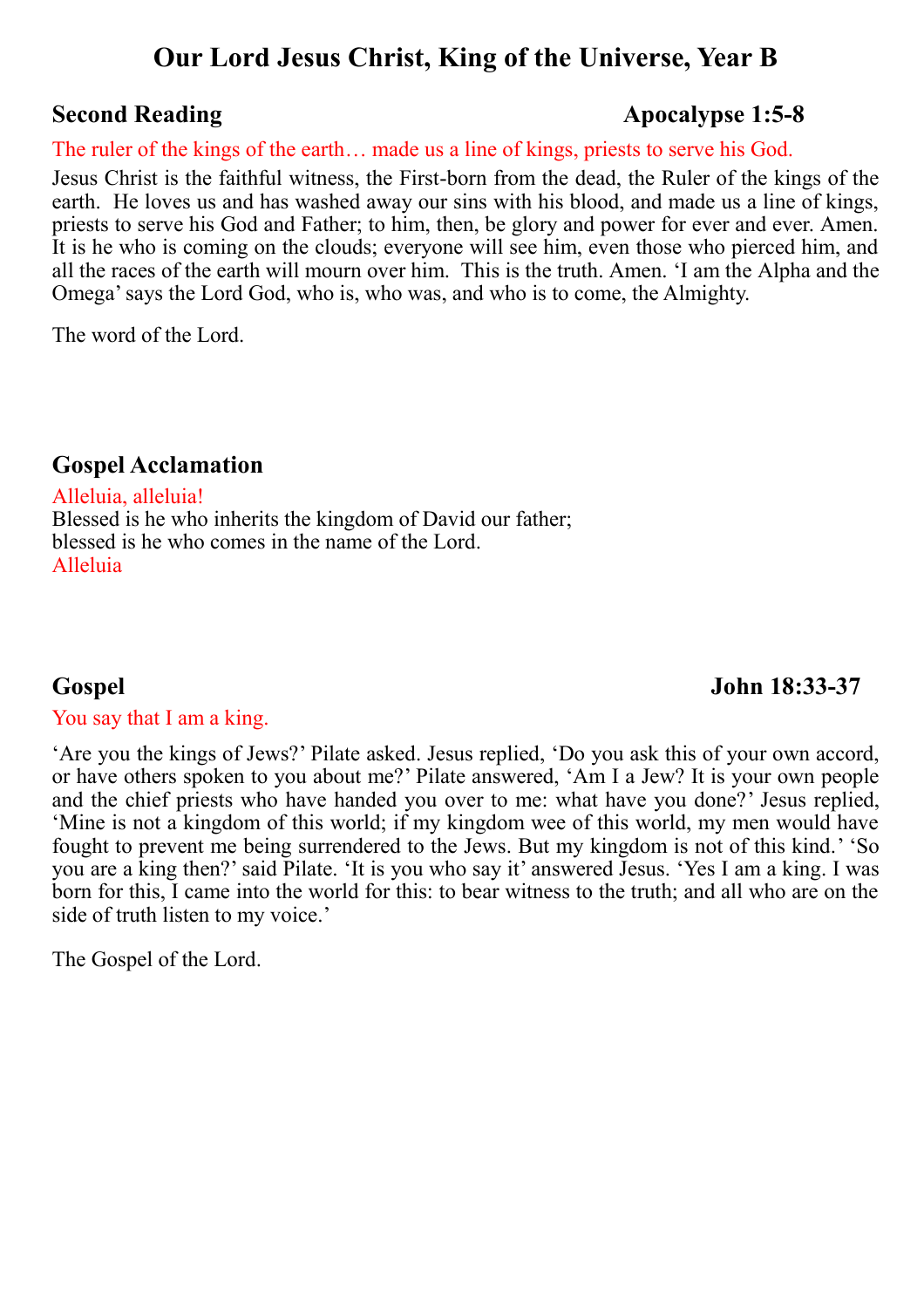# Our Lord Jesus Christ, King of the Universe, Year B

## Second Reading — Apocalypse 1:5-8

*The ruler of the kings of the earth… made us a line of kings, priests to serve his God.*

Jesus Christ is the faithful witness, the First-born from the dead, the Ruler of the kings of the earth. He loves us and has washed away our sins with his blood, and made us a line of kings, priests to serve his God and Father; to him, then, be glory and power for ever and ever. Amen. It is he who is coming on the clouds; everyone will see him, even those who pierced him, and all the races of the earth will mourn over him. This is the truth. Amen. 'I am the Alpha and the Omega' says the Lord God, who is, who was, and who is to come, the Almighty.

The word of the Lord.

## Gospel Acclamation

*Alleluia, alleluia!*
Blessed is he who inherits the kingdom of David our father;
blessed is he who comes in the name of the Lord.
*Alleluia*

## Gospel — John 18:33-37

*You say that I am a king.*

'Are you the kings of Jews?' Pilate asked. Jesus replied, 'Do you ask this of your own accord, or have others spoken to you about me?' Pilate answered, 'Am I a Jew? It is your own people and the chief priests who have handed you over to me: what have you done?' Jesus replied, 'Mine is not a kingdom of this world; if my kingdom wee of this world, my men would have fought to prevent me being surrendered to the Jews. But my kingdom is not of this kind.' 'So you are a king then?' said Pilate. 'It is you who say it' answered Jesus. 'Yes I am a king. I was born for this, I came into the world for this: to bear witness to the truth; and all who are on the side of truth listen to my voice.'

The Gospel of the Lord.